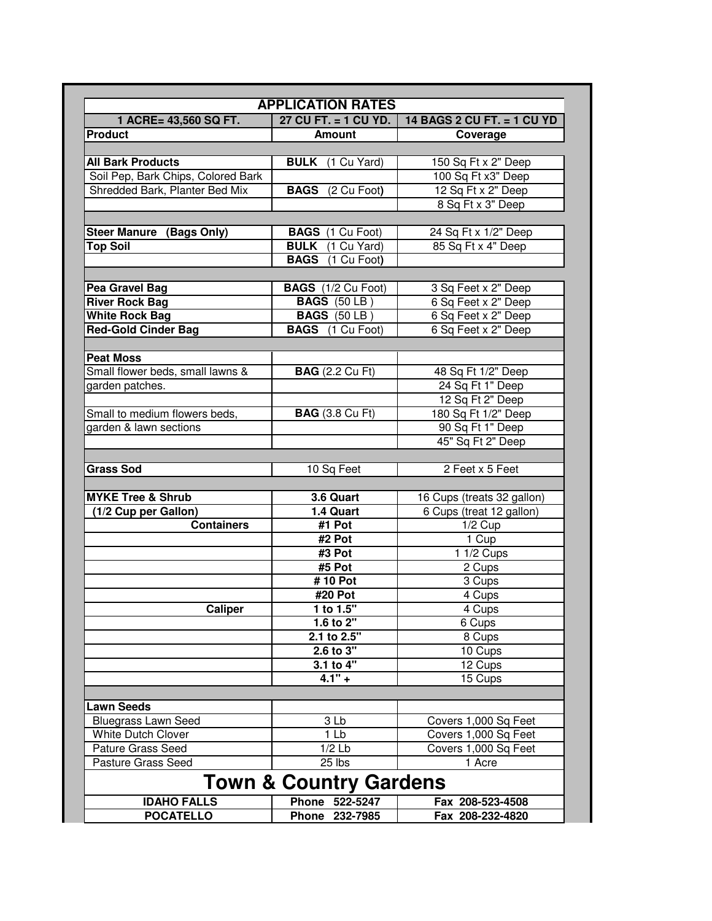| APPLICATION RATES | | |
|---|---|---|
| **1 ACRE= 43,560 SQ FT.** | **27 CU FT. = 1 CU YD.** | **14 BAGS 2 CU FT. = 1 CU YD** |
| **Product** | **Amount** | **Coverage** |
| | | |
| **All Bark Products** | **BULK** (1 Cu Yard) | 150 Sq Ft x 2" Deep |
| Soil Pep, Bark Chips, Colored Bark | | 100 Sq Ft x3" Deep |
| Shredded Bark, Planter Bed Mix | **BAGS** (2 Cu Foot) | 12 Sq Ft x 2" Deep |
| | | 8 Sq Ft x 3" Deep |
| | | |
| **Steer Manure (Bags Only)** | **BAGS** (1 Cu Foot) | 24 Sq Ft x 1/2" Deep |
| **Top Soil** | **BULK** (1 Cu Yard) | 85 Sq Ft x 4" Deep |
| | **BAGS** (1 Cu Foot) | |
| | | |
| **Pea Gravel Bag** | **BAGS** (1/2 Cu Foot) | 3 Sq Feet x 2" Deep |
| **River Rock Bag** | **BAGS** (50 LB ) | 6 Sq Feet x 2" Deep |
| **White Rock Bag** | **BAGS** (50 LB ) | 6 Sq Feet x 2" Deep |
| **Red-Gold Cinder Bag** | **BAGS** (1 Cu Foot) | 6 Sq Feet x 2" Deep |
| | | |
| **Peat Moss** | | |
| Small flower beds, small lawns & | **BAG** (2.2 Cu Ft) | 48 Sq Ft 1/2" Deep |
| garden patches. | | 24 Sq Ft 1" Deep |
| | | 12 Sq Ft 2" Deep |
| Small to medium flowers beds, | **BAG** (3.8 Cu Ft) | 180 Sq Ft 1/2" Deep |
| garden & lawn sections | | 90 Sq Ft 1" Deep |
| | | 45" Sq Ft 2" Deep |
| | | |
| **Grass Sod** | 10 Sq Feet | 2 Feet x 5 Feet |
| | | |
| **MYKE Tree & Shrub** | **3.6 Quart** | 16 Cups (treats 32 gallon) |
| **(1/2 Cup per Gallon)** | **1.4 Quart** | 6 Cups (treat 12 gallon) |
| **Containers** | **#1 Pot** | 1/2 Cup |
| | **#2 Pot** | 1 Cup |
| | **#3 Pot** | 1 1/2 Cups |
| | **#5 Pot** | 2 Cups |
| | **# 10 Pot** | 3 Cups |
| | **#20 Pot** | 4 Cups |
| **Caliper** | **1 to 1.5"** | 4 Cups |
| | **1.6 to 2"** | 6 Cups |
| | **2.1 to 2.5"** | 8 Cups |
| | **2.6 to 3"** | 10 Cups |
| | **3.1 to 4"** | 12 Cups |
| | **4.1" +** | 15 Cups |
| | | |
| **Lawn Seeds** | | |
| Bluegrass Lawn Seed | 3 Lb | Covers 1,000 Sq Feet |
| White Dutch Clover | 1 Lb | Covers 1,000 Sq Feet |
| Pature Grass Seed | 1/2 Lb | Covers 1,000 Sq Feet |
| Pasture Grass Seed | 25 lbs | 1 Acre |

# Town & Country Gardens

| | | |
|---|---|---|
| **IDAHO FALLS** | **Phone 522-5247** | **Fax 208-523-4508** |
| **POCATELLO** | **Phone 232-7985** | **Fax 208-232-4820** |